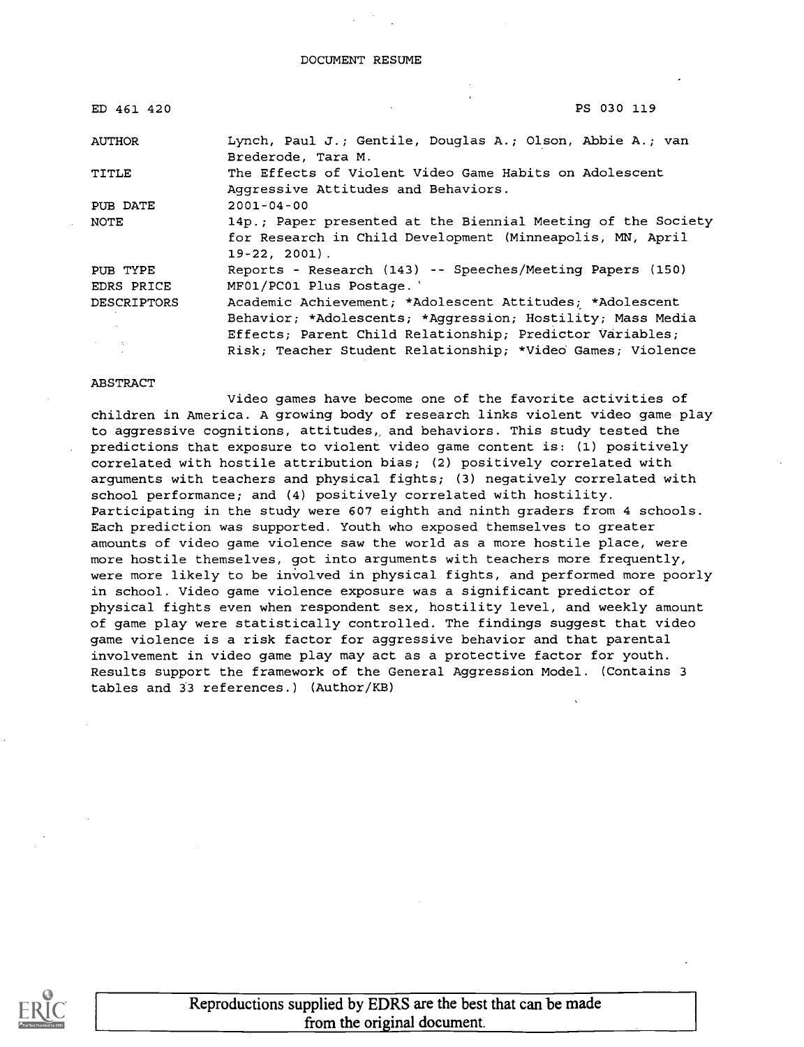DOCUMENT RESUME

| | |
|---|---|
| ED 461 420 | PS 030 119 |
| AUTHOR | Lynch, Paul J.; Gentile, Douglas A.; Olson, Abbie A.; van Brederode, Tara M. |
| TITLE | The Effects of Violent Video Game Habits on Adolescent Aggressive Attitudes and Behaviors. |
| PUB DATE | 2001-04-00 |
| NOTE | 14p.; Paper presented at the Biennial Meeting of the Society for Research in Child Development (Minneapolis, MN, April 19-22, 2001). |
| PUB TYPE | Reports - Research (143) -- Speeches/Meeting Papers (150) |
| EDRS PRICE | MF01/PC01 Plus Postage. |
| DESCRIPTORS | Academic Achievement; *Adolescent Attitudes; *Adolescent Behavior; *Adolescents; *Aggression; Hostility; Mass Media Effects; Parent Child Relationship; Predictor Variables; Risk; Teacher Student Relationship; *Video Games; Violence |

ABSTRACT

Video games have become one of the favorite activities of children in America. A growing body of research links violent video game play to aggressive cognitions, attitudes, and behaviors. This study tested the predictions that exposure to violent video game content is: (1) positively correlated with hostile attribution bias; (2) positively correlated with arguments with teachers and physical fights; (3) negatively correlated with school performance; and (4) positively correlated with hostility. Participating in the study were 607 eighth and ninth graders from 4 schools. Each prediction was supported. Youth who exposed themselves to greater amounts of video game violence saw the world as a more hostile place, were more hostile themselves, got into arguments with teachers more frequently, were more likely to be involved in physical fights, and performed more poorly in school. Video game violence exposure was a significant predictor of physical fights even when respondent sex, hostility level, and weekly amount of game play were statistically controlled. The findings suggest that video game violence is a risk factor for aggressive behavior and that parental involvement in video game play may act as a protective factor for youth. Results support the framework of the General Aggression Model. (Contains 3 tables and 33 references.) (Author/KB)

Reproductions supplied by EDRS are the best that can be made from the original document.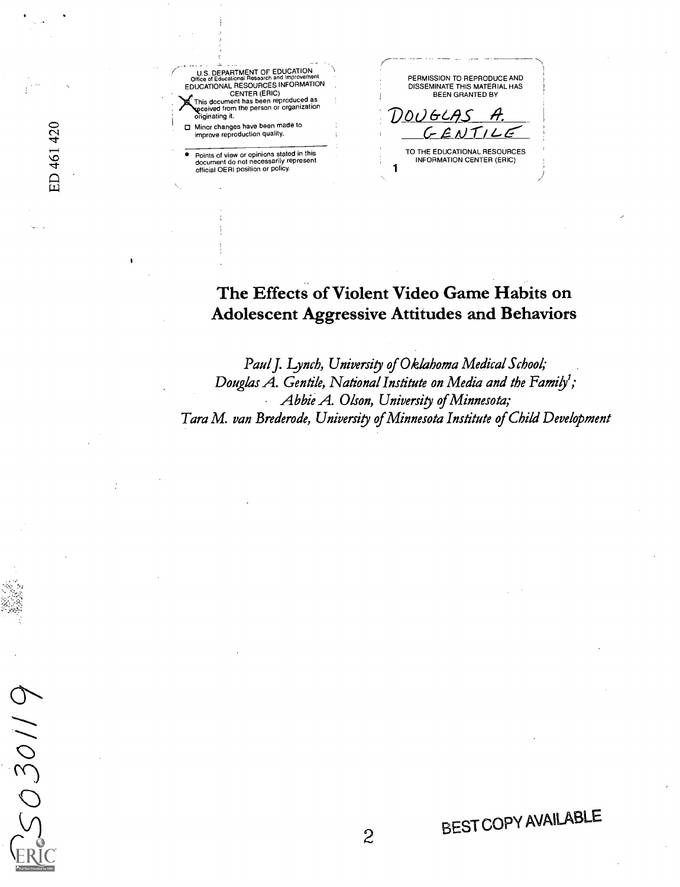U.S. DEPARTMENT OF EDUCATION
Office of Educational Research and Improvement
EDUCATIONAL RESOURCES INFORMATION CENTER (ERIC)

- [X] This document has been reproduced as received from the person or organization originating it.
- [ ] Minor changes have been made to improve reproduction quality.

- Points of view or opinions stated in this document do not necessarily represent official OERI position or policy.

PERMISSION TO REPRODUCE AND DISSEMINATE THIS MATERIAL HAS BEEN GRANTED BY

DOUGLAS A. GENTILE

TO THE EDUCATIONAL RESOURCES INFORMATION CENTER (ERIC)

1

ED 461 420

# The Effects of Violent Video Game Habits on Adolescent Aggressive Attitudes and Behaviors

*Paul J. Lynch, University of Oklahoma Medical School;*
*Douglas A. Gentile, National Institute on Media and the Family[1];*
*Abbie A. Olson, University of Minnesota;*
*Tara M. van Brederode, University of Minnesota Institute of Child Development*

BEST COPY AVAILABLE

PS030119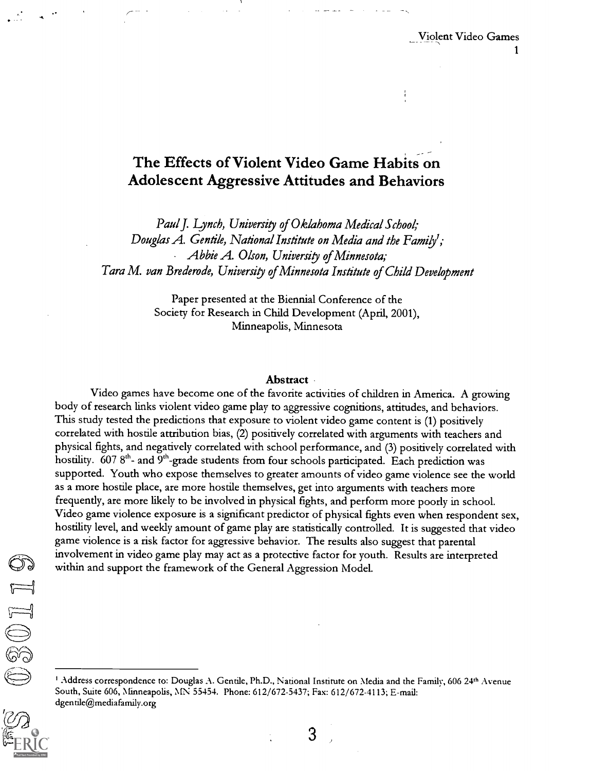# The Effects of Violent Video Game Habits on Adolescent Aggressive Attitudes and Behaviors

*Paul J. Lynch, University of Oklahoma Medical School;*
*Douglas A. Gentile, National Institute on Media and the Family[1];*
*Abbie A. Olson, University of Minnesota;*
*Tara M. van Brederode, University of Minnesota Institute of Child Development*

Paper presented at the Biennial Conference of the Society for Research in Child Development (April, 2001), Minneapolis, Minnesota

## Abstract

Video games have become one of the favorite activities of children in America. A growing body of research links violent video game play to aggressive cognitions, attitudes, and behaviors. This study tested the predictions that exposure to violent video game content is (1) positively correlated with hostile attribution bias, (2) positively correlated with arguments with teachers and physical fights, and negatively correlated with school performance, and (3) positively correlated with hostility. 607 8th- and 9th-grade students from four schools participated. Each prediction was supported. Youth who expose themselves to greater amounts of video game violence see the world as a more hostile place, are more hostile themselves, get into arguments with teachers more frequently, are more likely to be involved in physical fights, and perform more poorly in school. Video game violence exposure is a significant predictor of physical fights even when respondent sex, hostility level, and weekly amount of game play are statistically controlled. It is suggested that video game violence is a risk factor for aggressive behavior. The results also suggest that parental involvement in video game play may act as a protective factor for youth. Results are interpreted within and support the framework of the General Aggression Model.

---

[1] Address correspondence to: Douglas A. Gentile, Ph.D., National Institute on Media and the Family, 606 24th Avenue South, Suite 606, Minneapolis, MN 55454. Phone: 612/672-5437; Fax: 612/672-4113; E-mail: dgentile@mediafamily.org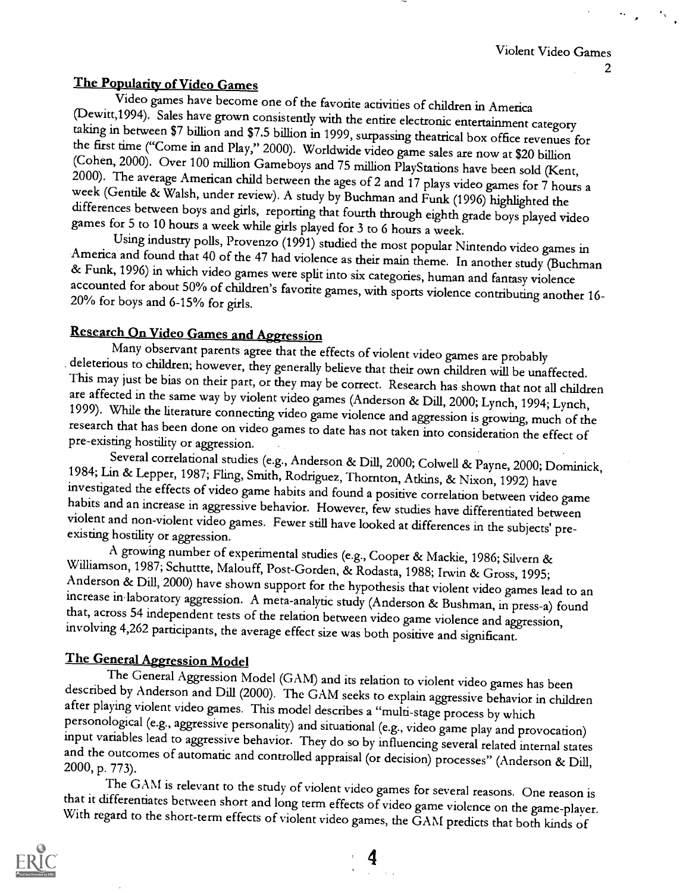## The Popularity of Video Games

Video games have become one of the favorite activities of children in America (Dewitt,1994). Sales have grown consistently with the entire electronic entertainment category taking in between $7 billion and $7.5 billion in 1999, surpassing theatrical box office revenues for the first time ("Come in and Play," 2000). Worldwide video game sales are now at $20 billion (Cohen, 2000). Over 100 million Gameboys and 75 million PlayStations have been sold (Kent, 2000). The average American child between the ages of 2 and 17 plays video games for 7 hours a week (Gentile & Walsh, under review). A study by Buchman and Funk (1996) highlighted the differences between boys and girls, reporting that fourth through eighth grade boys played video games for 5 to 10 hours a week while girls played for 3 to 6 hours a week.

Using industry polls, Provenzo (1991) studied the most popular Nintendo video games in America and found that 40 of the 47 had violence as their main theme. In another study (Buchman & Funk, 1996) in which video games were split into six categories, human and fantasy violence accounted for about 50% of children's favorite games, with sports violence contributing another 16-20% for boys and 6-15% for girls.

## Research On Video Games and Aggression

Many observant parents agree that the effects of violent video games are probably deleterious to children; however, they generally believe that their own children will be unaffected. This may just be bias on their part, or they may be correct. Research has shown that not all children are affected in the same way by violent video games (Anderson & Dill, 2000; Lynch, 1994; Lynch, 1999). While the literature connecting video game violence and aggression is growing, much of the research that has been done on video games to date has not taken into consideration the effect of pre-existing hostility or aggression.

Several correlational studies (e.g., Anderson & Dill, 2000; Colwell & Payne, 2000; Dominick, 1984; Lin & Lepper, 1987; Fling, Smith, Rodriguez, Thornton, Atkins, & Nixon, 1992) have investigated the effects of video game habits and found a positive correlation between video game habits and an increase in aggressive behavior. However, few studies have differentiated between violent and non-violent video games. Fewer still have looked at differences in the subjects' pre-existing hostility or aggression.

A growing number of experimental studies (e.g., Cooper & Mackie, 1986; Silvern & Williamson, 1987; Schuttte, Malouff, Post-Gorden, & Rodasta, 1988; Irwin & Gross, 1995; Anderson & Dill, 2000) have shown support for the hypothesis that violent video games lead to an increase in laboratory aggression. A meta-analytic study (Anderson & Bushman, in press-a) found that, across 54 independent tests of the relation between video game violence and aggression, involving 4,262 participants, the average effect size was both positive and significant.

## The General Aggression Model

The General Aggression Model (GAM) and its relation to violent video games has been described by Anderson and Dill (2000). The GAM seeks to explain aggressive behavior in children after playing violent video games. This model describes a "multi-stage process by which personological (e.g., aggressive personality) and situational (e.g., video game play and provocation) input variables lead to aggressive behavior. They do so by influencing several related internal states and the outcomes of automatic and controlled appraisal (or decision) processes" (Anderson & Dill, 2000, p. 773).

The GAM is relevant to the study of violent video games for several reasons. One reason is that it differentiates between short and long term effects of video game violence on the game-player. With regard to the short-term effects of violent video games, the GAM predicts that both kinds of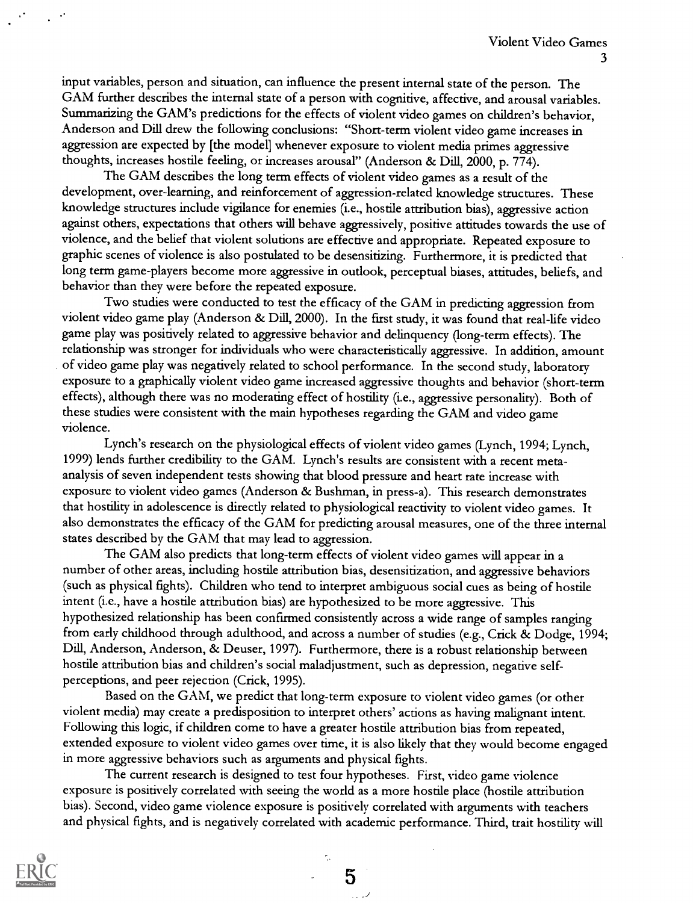input variables, person and situation, can influence the present internal state of the person. The GAM further describes the internal state of a person with cognitive, affective, and arousal variables. Summarizing the GAM's predictions for the effects of violent video games on children's behavior, Anderson and Dill drew the following conclusions: "Short-term violent video game increases in aggression are expected by [the model] whenever exposure to violent media primes aggressive thoughts, increases hostile feeling, or increases arousal" (Anderson & Dill, 2000, p. 774).

The GAM describes the long term effects of violent video games as a result of the development, over-learning, and reinforcement of aggression-related knowledge structures. These knowledge structures include vigilance for enemies (i.e., hostile attribution bias), aggressive action against others, expectations that others will behave aggressively, positive attitudes towards the use of violence, and the belief that violent solutions are effective and appropriate. Repeated exposure to graphic scenes of violence is also postulated to be desensitizing. Furthermore, it is predicted that long term game-players become more aggressive in outlook, perceptual biases, attitudes, beliefs, and behavior than they were before the repeated exposure.

Two studies were conducted to test the efficacy of the GAM in predicting aggression from violent video game play (Anderson & Dill, 2000). In the first study, it was found that real-life video game play was positively related to aggressive behavior and delinquency (long-term effects). The relationship was stronger for individuals who were characteristically aggressive. In addition, amount of video game play was negatively related to school performance. In the second study, laboratory exposure to a graphically violent video game increased aggressive thoughts and behavior (short-term effects), although there was no moderating effect of hostility (i.e., aggressive personality). Both of these studies were consistent with the main hypotheses regarding the GAM and video game violence.

Lynch's research on the physiological effects of violent video games (Lynch, 1994; Lynch, 1999) lends further credibility to the GAM. Lynch's results are consistent with a recent meta-analysis of seven independent tests showing that blood pressure and heart rate increase with exposure to violent video games (Anderson & Bushman, in press-a). This research demonstrates that hostility in adolescence is directly related to physiological reactivity to violent video games. It also demonstrates the efficacy of the GAM for predicting arousal measures, one of the three internal states described by the GAM that may lead to aggression.

The GAM also predicts that long-term effects of violent video games will appear in a number of other areas, including hostile attribution bias, desensitization, and aggressive behaviors (such as physical fights). Children who tend to interpret ambiguous social cues as being of hostile intent (i.e., have a hostile attribution bias) are hypothesized to be more aggressive. This hypothesized relationship has been confirmed consistently across a wide range of samples ranging from early childhood through adulthood, and across a number of studies (e.g., Crick & Dodge, 1994; Dill, Anderson, Anderson, & Deuser, 1997). Furthermore, there is a robust relationship between hostile attribution bias and children's social maladjustment, such as depression, negative self-perceptions, and peer rejection (Crick, 1995).

Based on the GAM, we predict that long-term exposure to violent video games (or other violent media) may create a predisposition to interpret others' actions as having malignant intent. Following this logic, if children come to have a greater hostile attribution bias from repeated, extended exposure to violent video games over time, it is also likely that they would become engaged in more aggressive behaviors such as arguments and physical fights.

The current research is designed to test four hypotheses. First, video game violence exposure is positively correlated with seeing the world as a more hostile place (hostile attribution bias). Second, video game violence exposure is positively correlated with arguments with teachers and physical fights, and is negatively correlated with academic performance. Third, trait hostility will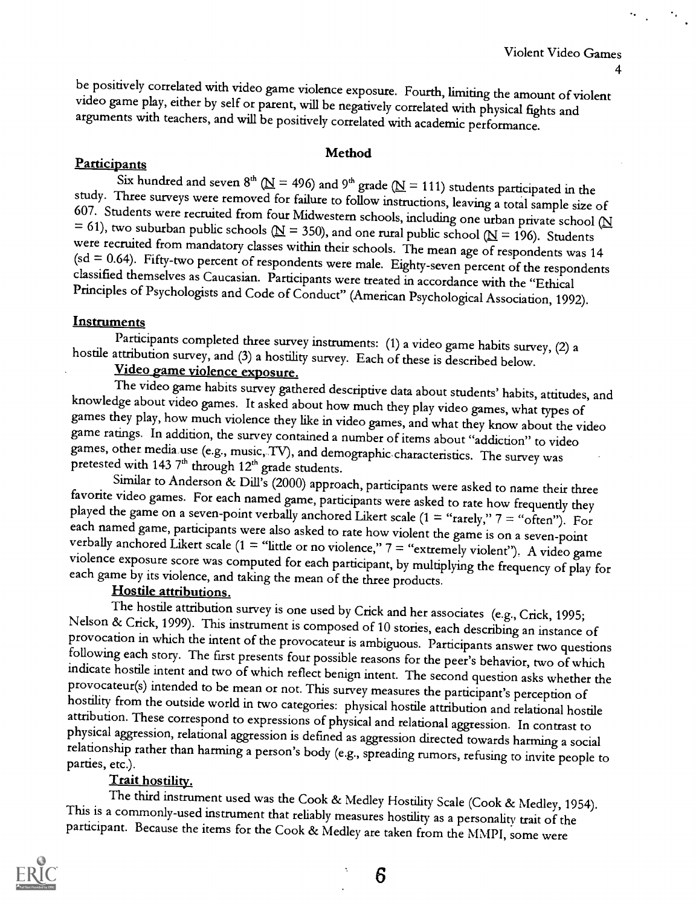be positively correlated with video game violence exposure. Fourth, limiting the amount of violent video game play, either by self or parent, will be negatively correlated with physical fights and arguments with teachers, and will be positively correlated with academic performance.

## Method

### Participants

Six hundred and seven 8th (N = 496) and 9th grade (N = 111) students participated in the study. Three surveys were removed for failure to follow instructions, leaving a total sample size of 607. Students were recruited from four Midwestern schools, including one urban private school (N = 61), two suburban public schools (N = 350), and one rural public school (N = 196). Students were recruited from mandatory classes within their schools. The mean age of respondents was 14 (sd = 0.64). Fifty-two percent of respondents were male. Eighty-seven percent of the respondents classified themselves as Caucasian. Participants were treated in accordance with the "Ethical Principles of Psychologists and Code of Conduct" (American Psychological Association, 1992).

### Instruments

Participants completed three survey instruments: (1) a video game habits survey, (2) a hostile attribution survey, and (3) a hostility survey. Each of these is described below.

#### Video game violence exposure.

The video game habits survey gathered descriptive data about students' habits, attitudes, and knowledge about video games. It asked about how much they play video games, what types of games they play, how much violence they like in video games, and what they know about the video game ratings. In addition, the survey contained a number of items about "addiction" to video games, other media use (e.g., music, TV), and demographic characteristics. The survey was pretested with 143 7th through 12th grade students.

Similar to Anderson & Dill's (2000) approach, participants were asked to name their three favorite video games. For each named game, participants were asked to rate how frequently they played the game on a seven-point verbally anchored Likert scale (1 = "rarely," 7 = "often"). For each named game, participants were also asked to rate how violent the game is on a seven-point verbally anchored Likert scale (1 = "little or no violence," 7 = "extremely violent"). A video game violence exposure score was computed for each participant, by multiplying the frequency of play for each game by its violence, and taking the mean of the three products.

#### Hostile attributions.

The hostile attribution survey is one used by Crick and her associates (e.g., Crick, 1995; Nelson & Crick, 1999). This instrument is composed of 10 stories, each describing an instance of provocation in which the intent of the provocateur is ambiguous. Participants answer two questions following each story. The first presents four possible reasons for the peer's behavior, two of which indicate hostile intent and two of which reflect benign intent. The second question asks whether the provocateur(s) intended to be mean or not. This survey measures the participant's perception of hostility from the outside world in two categories: physical hostile attribution and relational hostile attribution. These correspond to expressions of physical and relational aggression. In contrast to physical aggression, relational aggression is defined as aggression directed towards harming a social relationship rather than harming a person's body (e.g., spreading rumors, refusing to invite people to parties, etc.).

#### Trait hostility.

The third instrument used was the Cook & Medley Hostility Scale (Cook & Medley, 1954). This is a commonly-used instrument that reliably measures hostility as a personality trait of the participant. Because the items for the Cook & Medley are taken from the MMPI, some were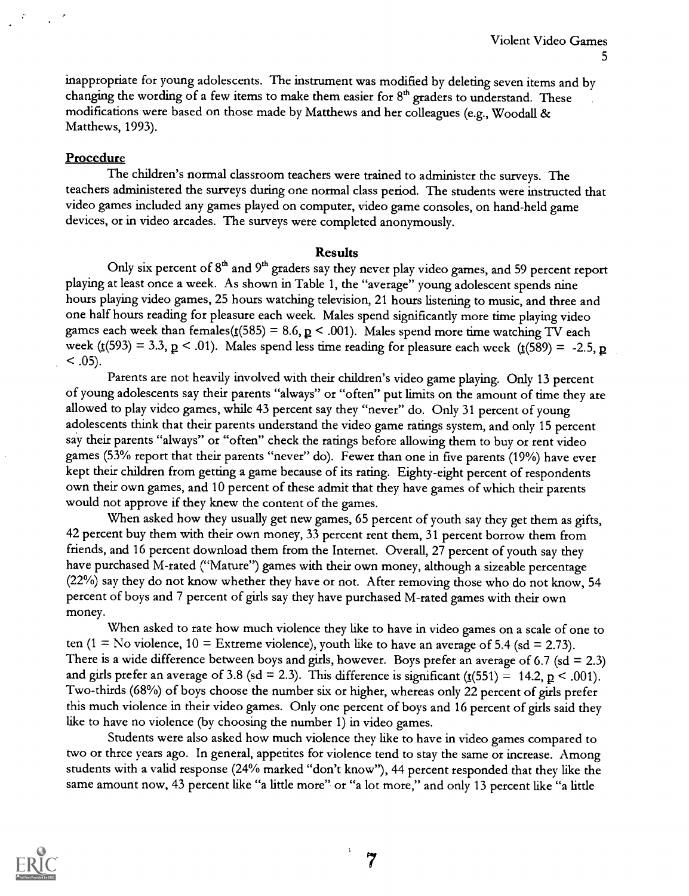inappropriate for young adolescents. The instrument was modified by deleting seven items and by changing the wording of a few items to make them easier for 8th graders to understand. These modifications were based on those made by Matthews and her colleagues (e.g., Woodall & Matthews, 1993).

## Procedure

The children's normal classroom teachers were trained to administer the surveys. The teachers administered the surveys during one normal class period. The students were instructed that video games included any games played on computer, video game consoles, on hand-held game devices, or in video arcades. The surveys were completed anonymously.

## Results

Only six percent of 8th and 9th graders say they never play video games, and 59 percent report playing at least once a week. As shown in Table 1, the "average" young adolescent spends nine hours playing video games, 25 hours watching television, 21 hours listening to music, and three and one half hours reading for pleasure each week. Males spend significantly more time playing video games each week than females($t(585) = 8.6, p < .001$). Males spend more time watching TV each week ($t(593) = 3.3, p < .01$). Males spend less time reading for pleasure each week ($t(589) = -2.5, p < .05$).

Parents are not heavily involved with their children's video game playing. Only 13 percent of young adolescents say their parents "always" or "often" put limits on the amount of time they are allowed to play video games, while 43 percent say they "never" do. Only 31 percent of young adolescents think that their parents understand the video game ratings system, and only 15 percent say their parents "always" or "often" check the ratings before allowing them to buy or rent video games (53% report that their parents "never" do). Fewer than one in five parents (19%) have ever kept their children from getting a game because of its rating. Eighty-eight percent of respondents own their own games, and 10 percent of these admit that they have games of which their parents would not approve if they knew the content of the games.

When asked how they usually get new games, 65 percent of youth say they get them as gifts, 42 percent buy them with their own money, 33 percent rent them, 31 percent borrow them from friends, and 16 percent download them from the Internet. Overall, 27 percent of youth say they have purchased M-rated ("Mature") games with their own money, although a sizeable percentage (22%) say they do not know whether they have or not. After removing those who do not know, 54 percent of boys and 7 percent of girls say they have purchased M-rated games with their own money.

When asked to rate how much violence they like to have in video games on a scale of one to ten (1 = No violence, 10 = Extreme violence), youth like to have an average of 5.4 (sd = 2.73). There is a wide difference between boys and girls, however. Boys prefer an average of 6.7 (sd = 2.3) and girls prefer an average of 3.8 (sd = 2.3). This difference is significant ($t(551) = 14.2, p < .001$). Two-thirds (68%) of boys choose the number six or higher, whereas only 22 percent of girls prefer this much violence in their video games. Only one percent of boys and 16 percent of girls said they like to have no violence (by choosing the number 1) in video games.

Students were also asked how much violence they like to have in video games compared to two or three years ago. In general, appetites for violence tend to stay the same or increase. Among students with a valid response (24% marked "don't know"), 44 percent responded that they like the same amount now, 43 percent like "a little more" or "a lot more," and only 13 percent like "a little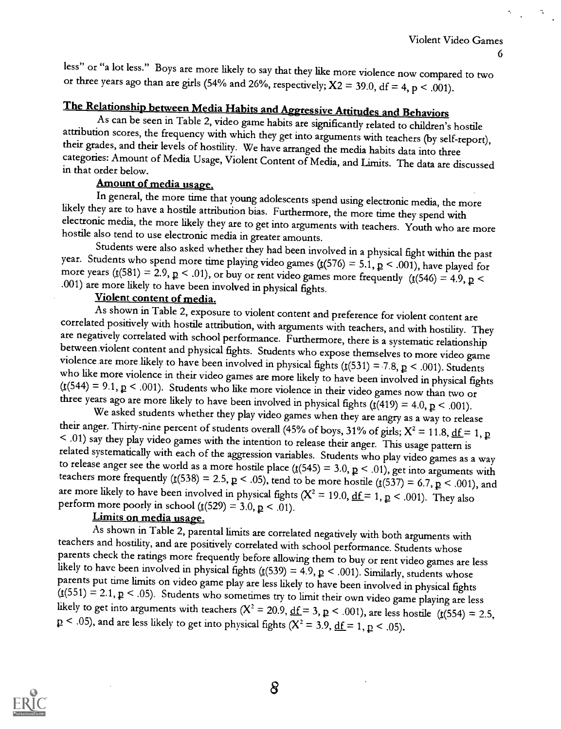less" or "a lot less." Boys are more likely to say that they like more violence now compared to two or three years ago than are girls (54% and 26%, respectively; X2 = 39.0, df = 4, $p < .001$).

## The Relationship between Media Habits and Aggressive Attitudes and Behaviors

As can be seen in Table 2, video game habits are significantly related to children's hostile attribution scores, the frequency with which they get into arguments with teachers (by self-report), their grades, and their levels of hostility. We have arranged the media habits data into three categories: Amount of Media Usage, Violent Content of Media, and Limits. The data are discussed in that order below.

### Amount of media usage.

In general, the more time that young adolescents spend using electronic media, the more likely they are to have a hostile attribution bias. Furthermore, the more time they spend with electronic media, the more likely they are to get into arguments with teachers. Youth who are more hostile also tend to use electronic media in greater amounts.

Students were also asked whether they had been involved in a physical fight within the past year. Students who spend more time playing video games ($t(576) = 5.1$, $p < .001$), have played for more years ($t(581) = 2.9$, $p < .01$), or buy or rent video games more frequently ($t(546) = 4.9$, $p < .001$) are more likely to have been involved in physical fights.

### Violent content of media.

As shown in Table 2, exposure to violent content and preference for violent content are correlated positively with hostile attribution, with arguments with teachers, and with hostility. They are negatively correlated with school performance. Furthermore, there is a systematic relationship between violent content and physical fights. Students who expose themselves to more video game violence are more likely to have been involved in physical fights ($t(531) = 7.8$, $p < .001$). Students who like more violence in their video games are more likely to have been involved in physical fights ($t(544) = 9.1$, $p < .001$). Students who like more violence in their video games now than two or three years ago are more likely to have been involved in physical fights ($t(419) = 4.0$, $p < .001$).

We asked students whether they play video games when they are angry as a way to release their anger. Thirty-nine percent of students overall (45% of boys, 31% of girls; $X^2 = 11.8$, $df = 1$, $p < .01$) say they play video games with the intention to release their anger. This usage pattern is related systematically with each of the aggression variables. Students who play video games as a way to release anger see the world as a more hostile place ($t(545) = 3.0$, $p < .01$), get into arguments with teachers more frequently ($t(538) = 2.5$, $p < .05$), tend to be more hostile ($t(537) = 6.7$, $p < .001$), and are more likely to have been involved in physical fights ($X^2 = 19.0$, $df = 1$, $p < .001$). They also perform more poorly in school ($t(529) = 3.0$, $p < .01$).

### Limits on media usage.

As shown in Table 2, parental limits are correlated negatively with both arguments with teachers and hostility, and are positively correlated with school performance. Students whose parents check the ratings more frequently before allowing them to buy or rent video games are less likely to have been involved in physical fights ($t(539) = 4.9$, $p < .001$). Similarly, students whose parents put time limits on video game play are less likely to have been involved in physical fights ($t(551) = 2.1$, $p < .05$). Students who sometimes try to limit their own video game playing are less likely to get into arguments with teachers ($X^2 = 20.9$, $df = 3$, $p < .001$), are less hostile ($t(554) = 2.5$, $p < .05$), and are less likely to get into physical fights ($X^2 = 3.9$, $df = 1$, $p < .05$).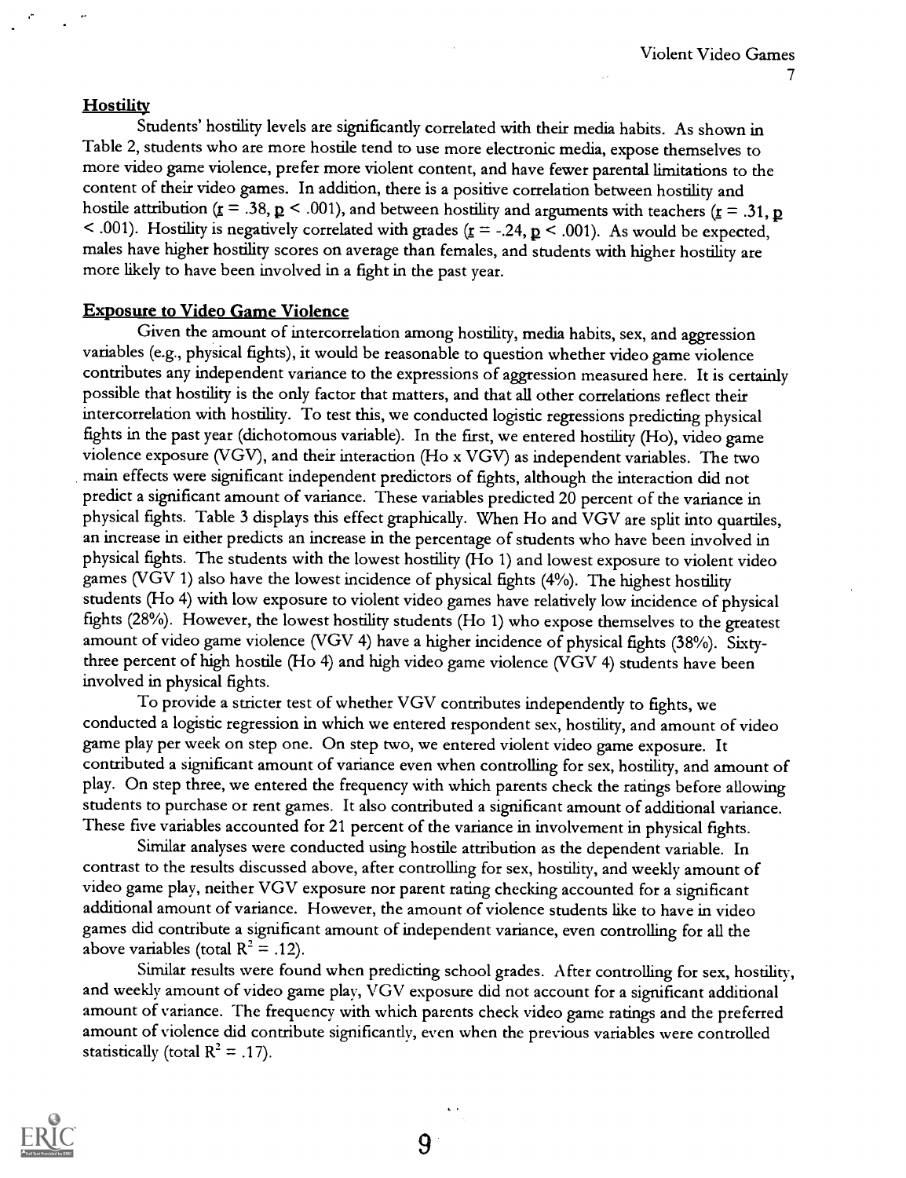## Hostility

Students' hostility levels are significantly correlated with their media habits. As shown in Table 2, students who are more hostile tend to use more electronic media, expose themselves to more video game violence, prefer more violent content, and have fewer parental limitations to the content of their video games. In addition, there is a positive correlation between hostility and hostile attribution ($r = .38$, $p < .001$), and between hostility and arguments with teachers ($r = .31$, $p < .001$). Hostility is negatively correlated with grades ($r = -.24$, $p < .001$). As would be expected, males have higher hostility scores on average than females, and students with higher hostility are more likely to have been involved in a fight in the past year.

## Exposure to Video Game Violence

Given the amount of intercorrelation among hostility, media habits, sex, and aggression variables (e.g., physical fights), it would be reasonable to question whether video game violence contributes any independent variance to the expressions of aggression measured here. It is certainly possible that hostility is the only factor that matters, and that all other correlations reflect their intercorrelation with hostility. To test this, we conducted logistic regressions predicting physical fights in the past year (dichotomous variable). In the first, we entered hostility (Ho), video game violence exposure (VGV), and their interaction (Ho x VGV) as independent variables. The two main effects were significant independent predictors of fights, although the interaction did not predict a significant amount of variance. These variables predicted 20 percent of the variance in physical fights. Table 3 displays this effect graphically. When Ho and VGV are split into quartiles, an increase in either predicts an increase in the percentage of students who have been involved in physical fights. The students with the lowest hostility (Ho 1) and lowest exposure to violent video games (VGV 1) also have the lowest incidence of physical fights (4%). The highest hostility students (Ho 4) with low exposure to violent video games have relatively low incidence of physical fights (28%). However, the lowest hostility students (Ho 1) who expose themselves to the greatest amount of video game violence (VGV 4) have a higher incidence of physical fights (38%). Sixty-three percent of high hostile (Ho 4) and high video game violence (VGV 4) students have been involved in physical fights.

To provide a stricter test of whether VGV contributes independently to fights, we conducted a logistic regression in which we entered respondent sex, hostility, and amount of video game play per week on step one. On step two, we entered violent video game exposure. It contributed a significant amount of variance even when controlling for sex, hostility, and amount of play. On step three, we entered the frequency with which parents check the ratings before allowing students to purchase or rent games. It also contributed a significant amount of additional variance. These five variables accounted for 21 percent of the variance in involvement in physical fights.

Similar analyses were conducted using hostile attribution as the dependent variable. In contrast to the results discussed above, after controlling for sex, hostility, and weekly amount of video game play, neither VGV exposure nor parent rating checking accounted for a significant additional amount of variance. However, the amount of violence students like to have in video games did contribute a significant amount of independent variance, even controlling for all the above variables (total $R^2 = .12$).

Similar results were found when predicting school grades. After controlling for sex, hostility, and weekly amount of video game play, VGV exposure did not account for a significant additional amount of variance. The frequency with which parents check video game ratings and the preferred amount of violence did contribute significantly, even when the previous variables were controlled statistically (total $R^2 = .17$).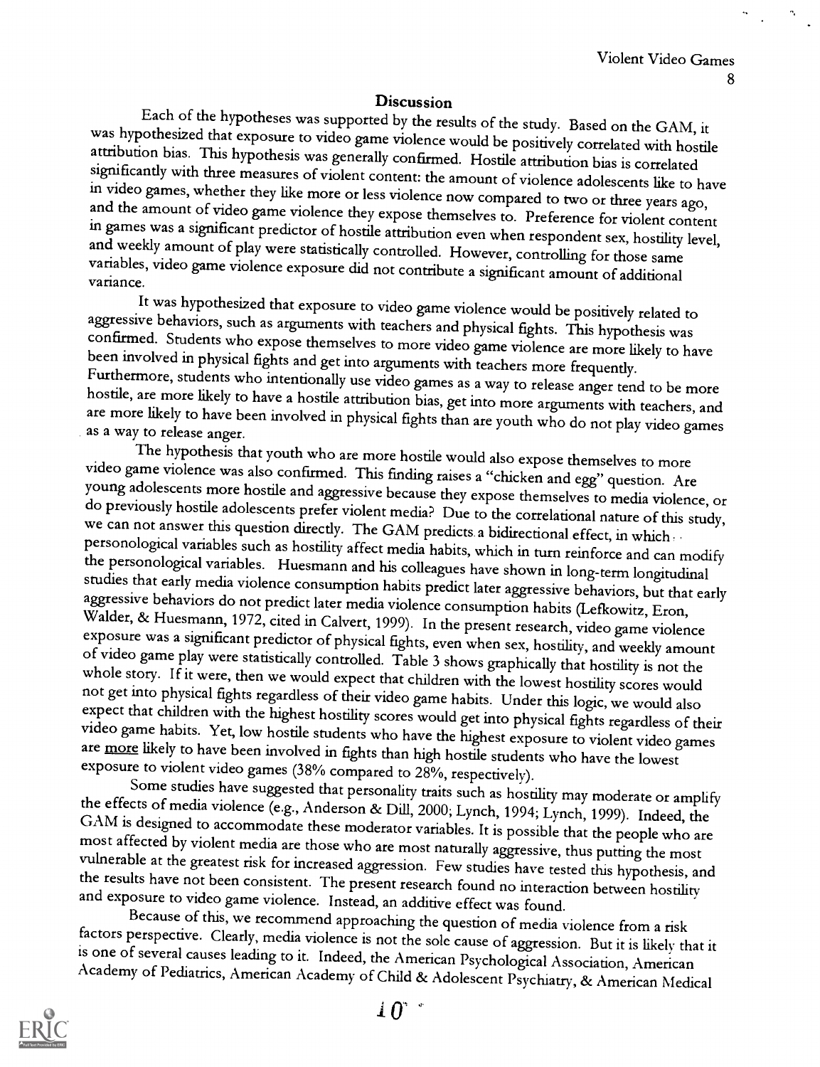## Discussion

Each of the hypotheses was supported by the results of the study. Based on the GAM, it was hypothesized that exposure to video game violence would be positively correlated with hostile attribution bias. This hypothesis was generally confirmed. Hostile attribution bias is correlated significantly with three measures of violent content: the amount of violence adolescents like to have in video games, whether they like more or less violence now compared to two or three years ago, and the amount of video game violence they expose themselves to. Preference for violent content in games was a significant predictor of hostile attribution even when respondent sex, hostility level, and weekly amount of play were statistically controlled. However, controlling for those same variables, video game violence exposure did not contribute a significant amount of additional variance.

It was hypothesized that exposure to video game violence would be positively related to aggressive behaviors, such as arguments with teachers and physical fights. This hypothesis was confirmed. Students who expose themselves to more video game violence are more likely to have been involved in physical fights and get into arguments with teachers more frequently. Furthermore, students who intentionally use video games as a way to release anger tend to be more hostile, are more likely to have a hostile attribution bias, get into more arguments with teachers, and are more likely to have been involved in physical fights than are youth who do not play video games as a way to release anger.

The hypothesis that youth who are more hostile would also expose themselves to more video game violence was also confirmed. This finding raises a "chicken and egg" question. Are young adolescents more hostile and aggressive because they expose themselves to media violence, or do previously hostile adolescents prefer violent media? Due to the correlational nature of this study, we can not answer this question directly. The GAM predicts a bidirectional effect, in which personological variables such as hostility affect media habits, which in turn reinforce and can modify the personological variables. Huesmann and his colleagues have shown in long-term longitudinal studies that early media violence consumption habits predict later aggressive behaviors, but that early aggressive behaviors do not predict later media violence consumption habits (Lefkowitz, Eron, Walder, & Huesmann, 1972, cited in Calvert, 1999). In the present research, video game violence exposure was a significant predictor of physical fights, even when sex, hostility, and weekly amount of video game play were statistically controlled. Table 3 shows graphically that hostility is not the whole story. If it were, then we would expect that children with the lowest hostility scores would not get into physical fights regardless of their video game habits. Under this logic, we would also expect that children with the highest hostility scores would get into physical fights regardless of their video game habits. Yet, low hostile students who have the highest exposure to violent video games are <u>more</u> likely to have been involved in fights than high hostile students who have the lowest exposure to violent video games (38% compared to 28%, respectively).

Some studies have suggested that personality traits such as hostility may moderate or amplify the effects of media violence (e.g., Anderson & Dill, 2000; Lynch, 1994; Lynch, 1999). Indeed, the GAM is designed to accommodate these moderator variables. It is possible that the people who are most affected by violent media are those who are most naturally aggressive, thus putting the most vulnerable at the greatest risk for increased aggression. Few studies have tested this hypothesis, and the results have not been consistent. The present research found no interaction between hostility and exposure to video game violence. Instead, an additive effect was found.

Because of this, we recommend approaching the question of media violence from a risk factors perspective. Clearly, media violence is not the sole cause of aggression. But it is likely that it is one of several causes leading to it. Indeed, the American Psychological Association, American Academy of Pediatrics, American Academy of Child & Adolescent Psychiatry, & American Medical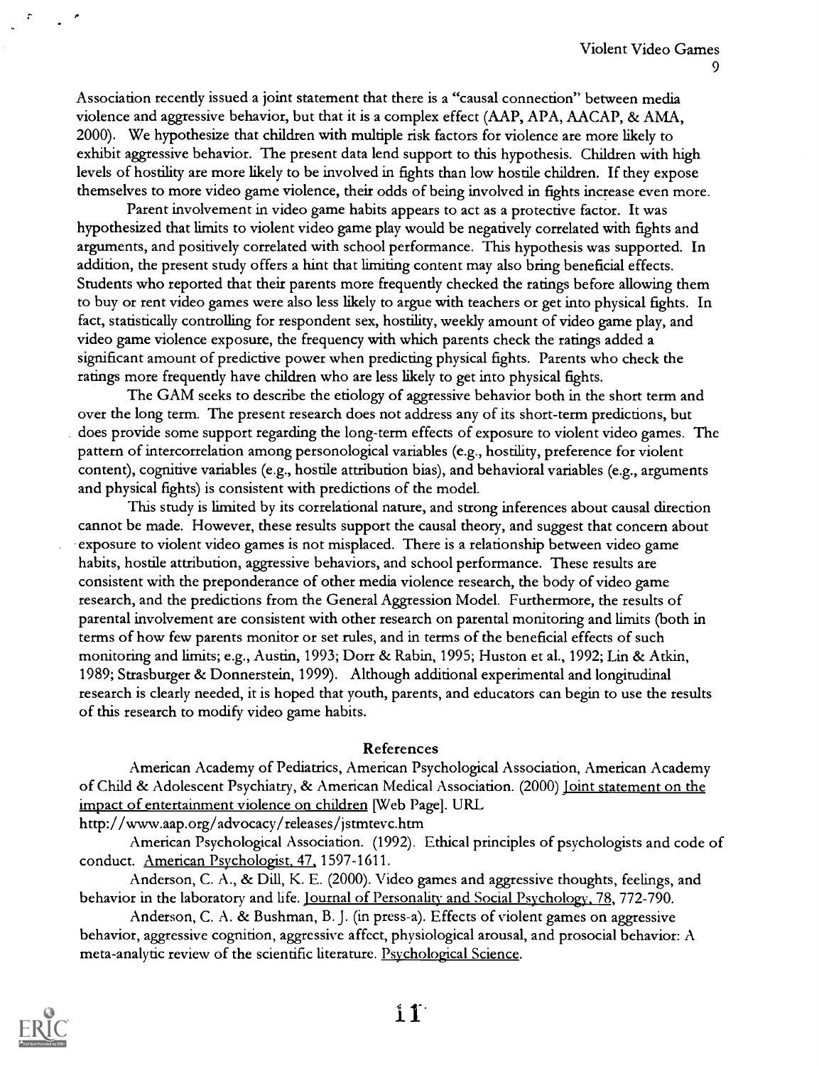Association recently issued a joint statement that there is a "causal connection" between media violence and aggressive behavior, but that it is a complex effect (AAP, APA, AACAP, & AMA, 2000). We hypothesize that children with multiple risk factors for violence are more likely to exhibit aggressive behavior. The present data lend support to this hypothesis. Children with high levels of hostility are more likely to be involved in fights than low hostile children. If they expose themselves to more video game violence, their odds of being involved in fights increase even more.

Parent involvement in video game habits appears to act as a protective factor. It was hypothesized that limits to violent video game play would be negatively correlated with fights and arguments, and positively correlated with school performance. This hypothesis was supported. In addition, the present study offers a hint that limiting content may also bring beneficial effects. Students who reported that their parents more frequently checked the ratings before allowing them to buy or rent video games were also less likely to argue with teachers or get into physical fights. In fact, statistically controlling for respondent sex, hostility, weekly amount of video game play, and video game violence exposure, the frequency with which parents check the ratings added a significant amount of predictive power when predicting physical fights. Parents who check the ratings more frequently have children who are less likely to get into physical fights.

The GAM seeks to describe the etiology of aggressive behavior both in the short term and over the long term. The present research does not address any of its short-term predictions, but does provide some support regarding the long-term effects of exposure to violent video games. The pattern of intercorrelation among personological variables (e.g., hostility, preference for violent content), cognitive variables (e.g., hostile attribution bias), and behavioral variables (e.g., arguments and physical fights) is consistent with predictions of the model.

This study is limited by its correlational nature, and strong inferences about causal direction cannot be made. However, these results support the causal theory, and suggest that concern about exposure to violent video games is not misplaced. There is a relationship between video game habits, hostile attribution, aggressive behaviors, and school performance. These results are consistent with the preponderance of other media violence research, the body of video game research, and the predictions from the General Aggression Model. Furthermore, the results of parental involvement are consistent with other research on parental monitoring and limits (both in terms of how few parents monitor or set rules, and in terms of the beneficial effects of such monitoring and limits; e.g., Austin, 1993; Dorr & Rabin, 1995; Huston et al., 1992; Lin & Atkin, 1989; Strasburger & Donnerstein, 1999). Although additional experimental and longitudinal research is clearly needed, it is hoped that youth, parents, and educators can begin to use the results of this research to modify video game habits.

## References

American Academy of Pediatrics, American Psychological Association, American Academy of Child & Adolescent Psychiatry, & American Medical Association. (2000) Joint statement on the impact of entertainment violence on children [Web Page]. URL http://www.aap.org/advocacy/releases/jstmtevc.htm

American Psychological Association. (1992). Ethical principles of psychologists and code of conduct. American Psychologist, 47, 1597-1611.

Anderson, C. A., & Dill, K. E. (2000). Video games and aggressive thoughts, feelings, and behavior in the laboratory and life. Journal of Personality and Social Psychology, 78, 772-790.

Anderson, C. A. & Bushman, B. J. (in press-a). Effects of violent games on aggressive behavior, aggressive cognition, aggressive affect, physiological arousal, and prosocial behavior: A meta-analytic review of the scientific literature. Psychological Science.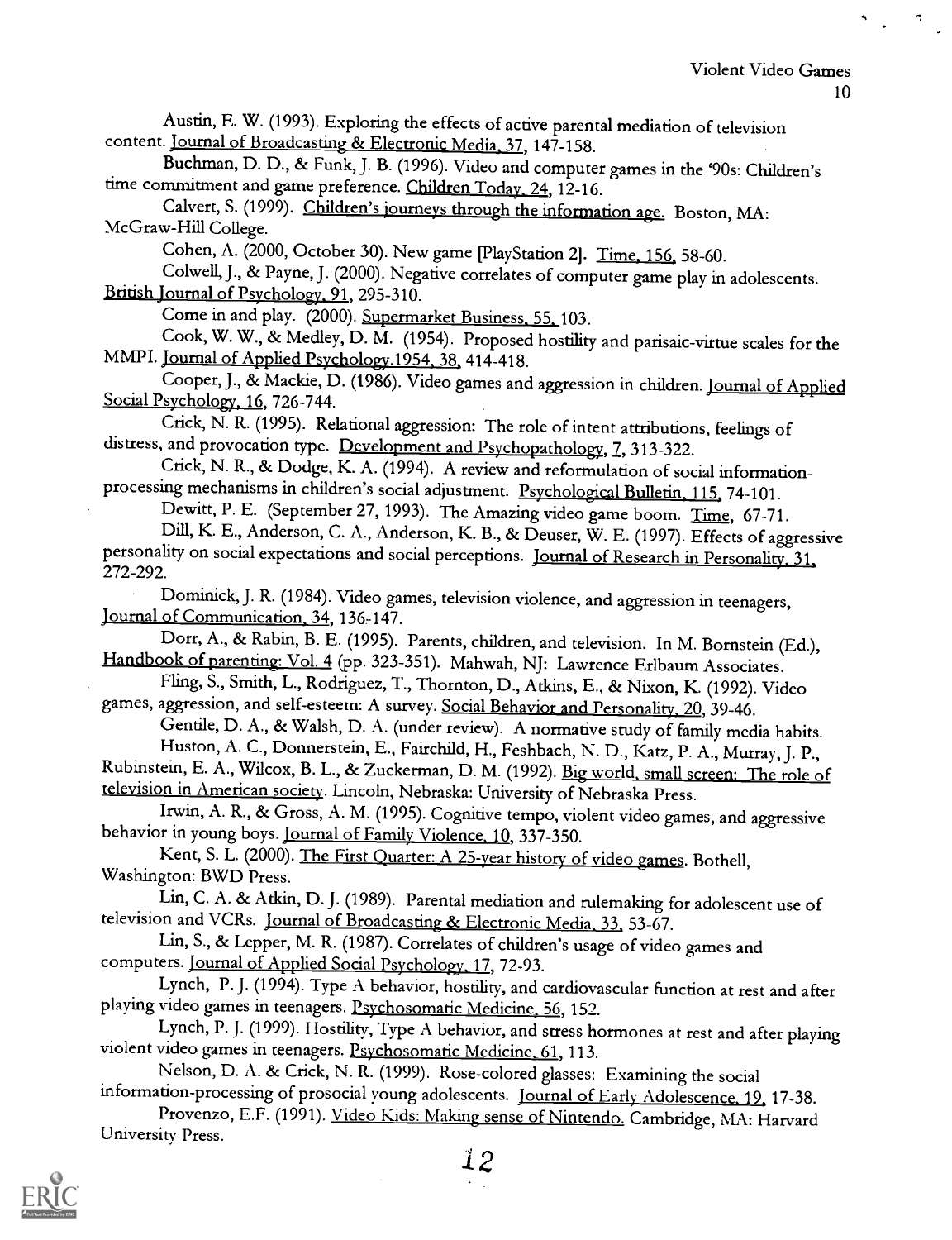Austin, E. W. (1993). Exploring the effects of active parental mediation of television content. Journal of Broadcasting & Electronic Media, 37, 147-158.

Buchman, D. D., & Funk, J. B. (1996). Video and computer games in the '90s: Children's time commitment and game preference. Children Today, 24, 12-16.

Calvert, S. (1999). Children's journeys through the information age. Boston, MA: McGraw-Hill College.

Cohen, A. (2000, October 30). New game [PlayStation 2]. Time, 156, 58-60.

Colwell, J., & Payne, J. (2000). Negative correlates of computer game play in adolescents. British Journal of Psychology, 91, 295-310.

Come in and play. (2000). Supermarket Business, 55, 103.

Cook, W. W., & Medley, D. M. (1954). Proposed hostility and parisaic-virtue scales for the MMPI. Journal of Applied Psychology.1954, 38, 414-418.

Cooper, J., & Mackie, D. (1986). Video games and aggression in children. Journal of Applied Social Psychology, 16, 726-744.

Crick, N. R. (1995). Relational aggression: The role of intent attributions, feelings of distress, and provocation type. Development and Psychopathology, 7, 313-322.

Crick, N. R., & Dodge, K. A. (1994). A review and reformulation of social information-processing mechanisms in children's social adjustment. Psychological Bulletin, 115, 74-101.

Dewitt, P. E. (September 27, 1993). The Amazing video game boom. Time, 67-71.

Dill, K. E., Anderson, C. A., Anderson, K. B., & Deuser, W. E. (1997). Effects of aggressive personality on social expectations and social perceptions. Journal of Research in Personality, 31, 272-292.

Dominick, J. R. (1984). Video games, television violence, and aggression in teenagers, Journal of Communication, 34, 136-147.

Dorr, A., & Rabin, B. E. (1995). Parents, children, and television. In M. Bornstein (Ed.), Handbook of parenting: Vol. 4 (pp. 323-351). Mahwah, NJ: Lawrence Erlbaum Associates.

Fling, S., Smith, L., Rodriguez, T., Thornton, D., Atkins, E., & Nixon, K. (1992). Video games, aggression, and self-esteem: A survey. Social Behavior and Personality, 20, 39-46.

Gentile, D. A., & Walsh, D. A. (under review). A normative study of family media habits.

Huston, A. C., Donnerstein, E., Fairchild, H., Feshbach, N. D., Katz, P. A., Murray, J. P., Rubinstein, E. A., Wilcox, B. L., & Zuckerman, D. M. (1992). Big world, small screen: The role of television in American society. Lincoln, Nebraska: University of Nebraska Press.

Irwin, A. R., & Gross, A. M. (1995). Cognitive tempo, violent video games, and aggressive behavior in young boys. Journal of Family Violence, 10, 337-350.

Kent, S. L. (2000). The First Quarter: A 25-year history of video games. Bothell, Washington: BWD Press.

Lin, C. A. & Atkin, D. J. (1989). Parental mediation and rulemaking for adolescent use of television and VCRs. Journal of Broadcasting & Electronic Media, 33, 53-67.

Lin, S., & Lepper, M. R. (1987). Correlates of children's usage of video games and computers. Journal of Applied Social Psychology, 17, 72-93.

Lynch, P. J. (1994). Type A behavior, hostility, and cardiovascular function at rest and after playing video games in teenagers. Psychosomatic Medicine, 56, 152.

Lynch, P. J. (1999). Hostility, Type A behavior, and stress hormones at rest and after playing violent video games in teenagers. Psychosomatic Medicine, 61, 113.

Nelson, D. A. & Crick, N. R. (1999). Rose-colored glasses: Examining the social information-processing of prosocial young adolescents. Journal of Early Adolescence, 19, 17-38.

Provenzo, E.F. (1991). Video Kids: Making sense of Nintendo. Cambridge, MA: Harvard University Press.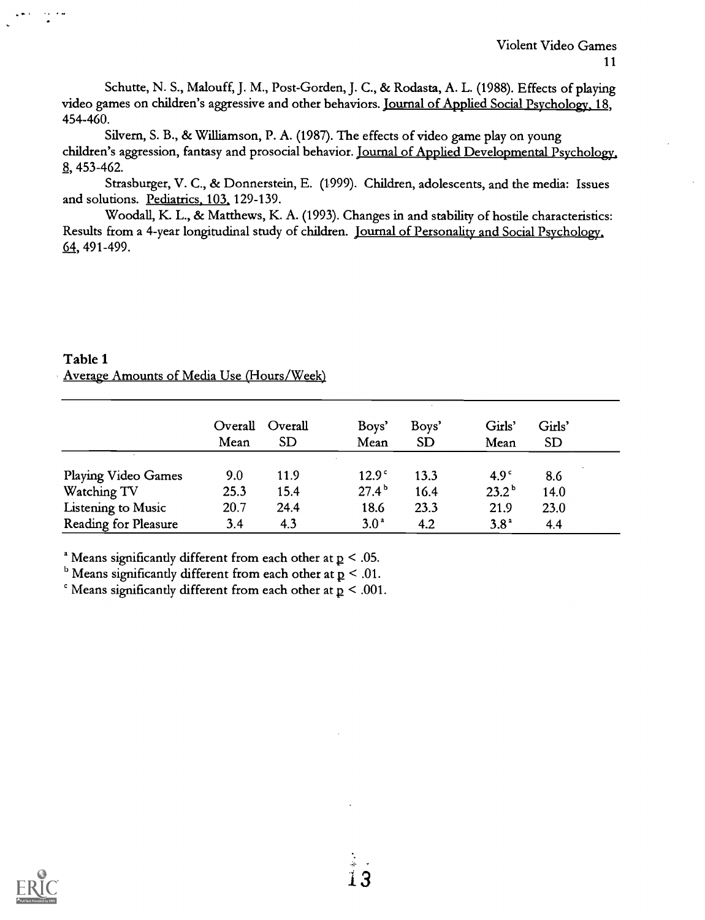Schutte, N. S., Malouff, J. M., Post-Gorden, J. C., & Rodasta, A. L. (1988). Effects of playing video games on children's aggressive and other behaviors. Journal of Applied Social Psychology, 18, 454-460.

Silvern, S. B., & Williamson, P. A. (1987). The effects of video game play on young children's aggression, fantasy and prosocial behavior. Journal of Applied Developmental Psychology, 8, 453-462.

Strasburger, V. C., & Donnerstein, E. (1999). Children, adolescents, and the media: Issues and solutions. Pediatrics, 103, 129-139.

Woodall, K. L., & Matthews, K. A. (1993). Changes in and stability of hostile characteristics: Results from a 4-year longitudinal study of children. Journal of Personality and Social Psychology, 64, 491-499.

**Table 1**
Average Amounts of Media Use (Hours/Week)

| | Overall Mean | Overall SD | Boys' Mean | Boys' SD | Girls' Mean | Girls' SD |
|---|---|---|---|---|---|---|
| Playing Video Games | 9.0 | 11.9 | 12.9[c] | 13.3 | 4.9[c] | 8.6 |
| Watching TV | 25.3 | 15.4 | 27.4[b] | 16.4 | 23.2[b] | 14.0 |
| Listening to Music | 20.7 | 24.4 | 18.6 | 23.3 | 21.9 | 23.0 |
| Reading for Pleasure | 3.4 | 4.3 | 3.0[a] | 4.2 | 3.8[a] | 4.4 |

[a] Means significantly different from each other at $p < .05$.
[b] Means significantly different from each other at $p < .01$.
[c] Means significantly different from each other at $p < .001$.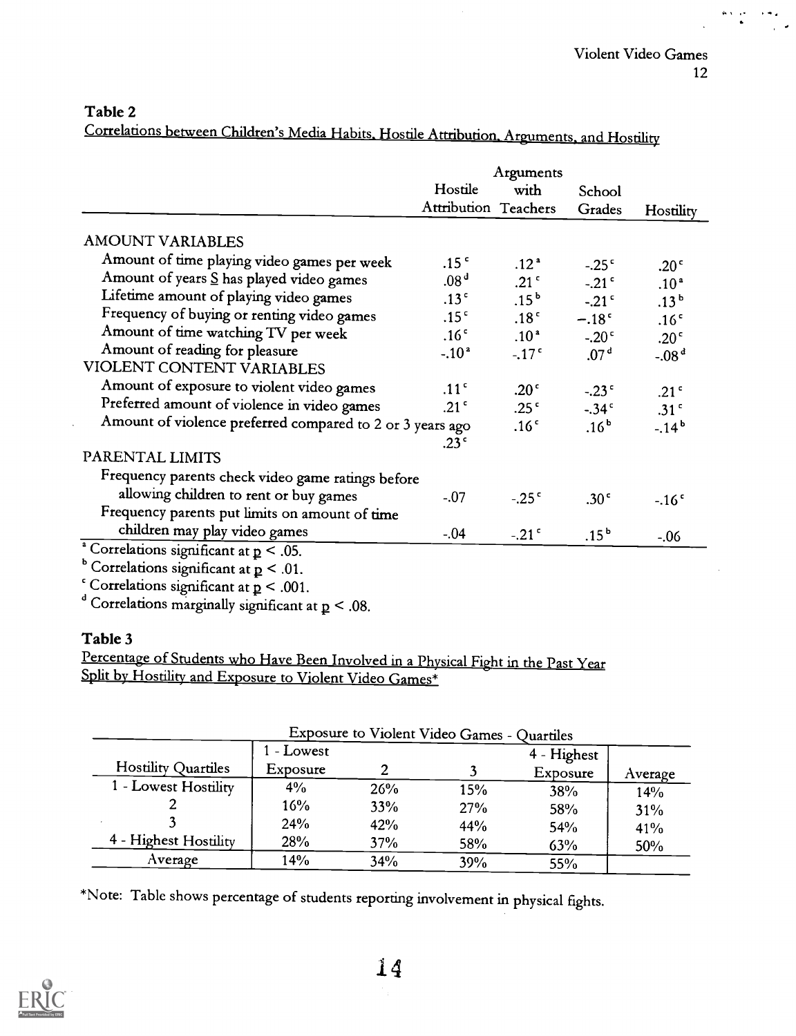**Table 2**

Correlations between Children's Media Habits, Hostile Attribution, Arguments, and Hostility

| | Hostile Attribution | Arguments with Teachers | School Grades | Hostility |
|---|---|---|---|---|
| AMOUNT VARIABLES | | | | |
| Amount of time playing video games per week | .15[c] | .12[a] | -.25[c] | .20[c] |
| Amount of years S has played video games | .08[d] | .21[c] | -.21[c] | .10[a] |
| Lifetime amount of playing video games | .13[c] | .15[b] | -.21[c] | .13[b] |
| Frequency of buying or renting video games | .15[c] | .18[c] | −.18[c] | .16[c] |
| Amount of time watching TV per week | .16[c] | .10[a] | -.20[c] | .20[c] |
| Amount of reading for pleasure | -.10[a] | -.17[c] | .07[d] | -.08[d] |
| VIOLENT CONTENT VARIABLES | | | | |
| Amount of exposure to violent video games | .11[c] | .20[c] | -.23[c] | .21[c] |
| Preferred amount of violence in video games | .21[c] | .25[c] | -.34[c] | .31[c] |
| Amount of violence preferred compared to 2 or 3 years ago | .23[c] | .16[c] | .16[b] | -.14[b] |
| PARENTAL LIMITS | | | | |
| Frequency parents check video game ratings before allowing children to rent or buy games | -.07 | -.25[c] | .30[c] | -.16[c] |
| Frequency parents put limits on amount of time children may play video games | -.04 | -.21[c] | .15[b] | -.06 |

[a] Correlations significant at $p < .05$.
[b] Correlations significant at $p < .01$.
[c] Correlations significant at $p < .001$.
[d] Correlations marginally significant at $p < .08$.

**Table 3**

Percentage of Students who Have Been Involved in a Physical Fight in the Past Year Split by Hostility and Exposure to Violent Video Games*

| | Exposure to Violent Video Games - Quartiles | | | | |
|---|---|---|---|---|---|
| Hostility Quartiles | 1 - Lowest Exposure | 2 | 3 | 4 - Highest Exposure | Average |
| 1 - Lowest Hostility | 4% | 26% | 15% | 38% | 14% |
| 2 | 16% | 33% | 27% | 58% | 31% |
| 3 | 24% | 42% | 44% | 54% | 41% |
| 4 - Highest Hostility | 28% | 37% | 58% | 63% | 50% |
| Average | 14% | 34% | 39% | 55% | |

*Note: Table shows percentage of students reporting involvement in physical fights.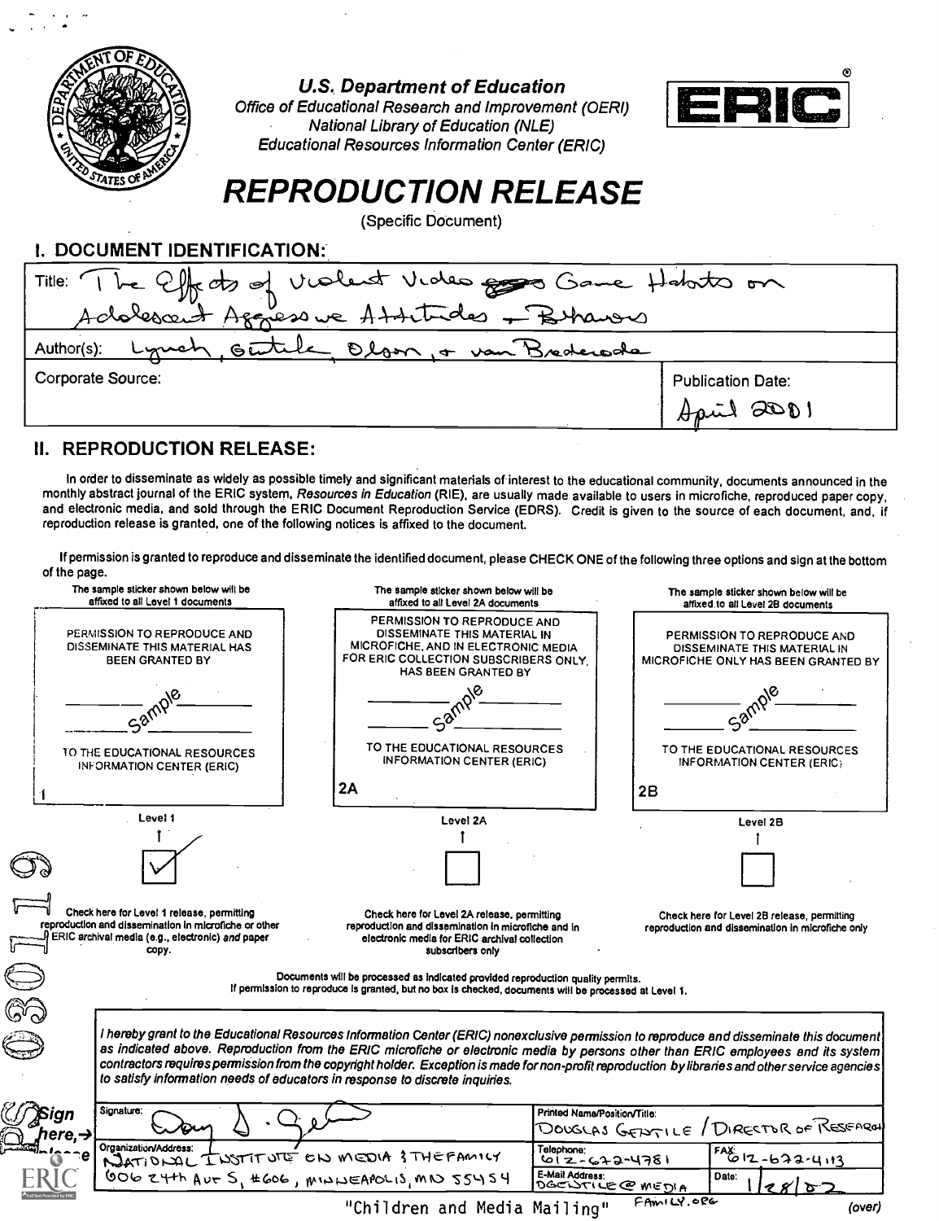**U.S. Department of Education**
Office of Educational Research and Improvement (OERI)
National Library of Education (NLE)
Educational Resources Information Center (ERIC)

ERIC®

# REPRODUCTION RELEASE

(Specific Document)

## I. DOCUMENT IDENTIFICATION:

| | |
|---|---|
| Title: The Effects of Violent Video Game Habits on Adolescent Aggressive Attitudes + Behaviors | |
| Author(s): Lynch, Gentile, Olson, + van Brederode | |
| Corporate Source: | Publication Date: April 2001 |

## II. REPRODUCTION RELEASE:

In order to disseminate as widely as possible timely and significant materials of interest to the educational community, documents announced in the monthly abstract journal of the ERIC system, *Resources in Education* (RIE), are usually made available to users in microfiche, reproduced paper copy, and electronic media, and sold through the ERIC Document Reproduction Service (EDRS). Credit is given to the source of each document, and, if reproduction release is granted, one of the following notices is affixed to the document.

If permission is granted to reproduce and disseminate the identified document, please CHECK ONE of the following three options and sign at the bottom of the page.

| The sample sticker shown below will be affixed to all Level 1 documents | The sample sticker shown below will be affixed to all Level 2A documents | The sample sticker shown below will be affixed to all Level 2B documents |
|---|---|---|
| PERMISSION TO REPRODUCE AND DISSEMINATE THIS MATERIAL HAS BEEN GRANTED BY ______ Sample ______ TO THE EDUCATIONAL RESOURCES INFORMATION CENTER (ERIC) | PERMISSION TO REPRODUCE AND DISSEMINATE THIS MATERIAL IN MICROFICHE, AND IN ELECTRONIC MEDIA FOR ERIC COLLECTION SUBSCRIBERS ONLY, HAS BEEN GRANTED BY ______ Sample ______ TO THE EDUCATIONAL RESOURCES INFORMATION CENTER (ERIC) | PERMISSION TO REPRODUCE AND DISSEMINATE THIS MATERIAL IN MICROFICHE ONLY HAS BEEN GRANTED BY ______ Sample ______ TO THE EDUCATIONAL RESOURCES INFORMATION CENTER (ERIC) |
| 1 | 2A | 2B |
| Level 1 | Level 2A | Level 2B |
| [✓] | [ ] | [ ] |
| Check here for Level 1 release, permitting reproduction and dissemination in microfiche or other ERIC archival media (e.g., electronic) *and* paper copy. | Check here for Level 2A release, permitting reproduction and dissemination in microfiche and in electronic media for ERIC archival collection subscribers only | Check here for Level 2B release, permitting reproduction and dissemination in microfiche only |

Documents will be processed as indicated provided reproduction quality permits.
If permission to reproduce is granted, but no box is checked, documents will be processed at Level 1.

*I hereby grant to the Educational Resources Information Center (ERIC) nonexclusive permission to reproduce and disseminate this document as indicated above. Reproduction from the ERIC microfiche or electronic media by persons other than ERIC employees and its system contractors requires permission from the copyright holder. Exception is made for non-profit reproduction by libraries and other service agencies to satisfy information needs of educators in response to discrete inquiries.*

Sign here, → please

| | | |
|---|---|---|
| Signature: [signature] | Printed Name/Position/Title: Douglas Gentile / Director of Research | |
| Organization/Address: National Institute on Media & the Family, 606 24th Ave S, #606, Minneapolis, MN 55454 | Telephone: 612-672-4781 | FAX: 612-672-4113 |
| | E-Mail Address: DGentile@mediafamily.org | Date: 1/28/02 |

"Children and Media Mailing"

(over)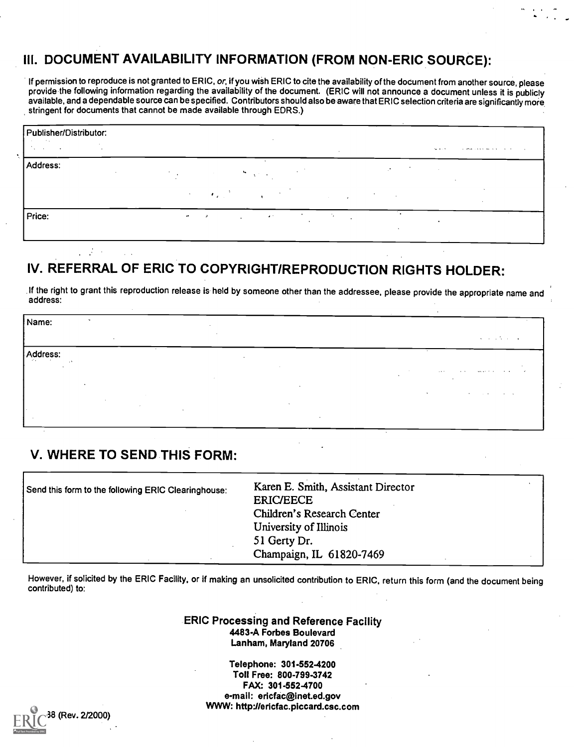## III. DOCUMENT AVAILABILITY INFORMATION (FROM NON-ERIC SOURCE):

If permission to reproduce is not granted to ERIC, *or*, if you wish ERIC to cite the availability of the document from another source, please provide the following information regarding the availability of the document. (ERIC will not announce a document unless it is publicly available, and a dependable source can be specified. Contributors should also be aware that ERIC selection criteria are significantly more stringent for documents that cannot be made available through EDRS.)

| | |
|---|---|
| Publisher/Distributor: | |
| Address: | |
| Price: | |

## IV. REFERRAL OF ERIC TO COPYRIGHT/REPRODUCTION RIGHTS HOLDER:

If the right to grant this reproduction release is held by someone other than the addressee, please provide the appropriate name and address:

| | |
|---|---|
| Name: | |
| Address: | |

## V. WHERE TO SEND THIS FORM:

| | |
|---|---|
| Send this form to the following ERIC Clearinghouse: | Karen E. Smith, Assistant Director<br>ERIC/EECE<br>Children's Research Center<br>University of Illinois<br>51 Gerty Dr.<br>Champaign, IL 61820-7469 |

However, if solicited by the ERIC Facility, or if making an unsolicited contribution to ERIC, return this form (and the document being contributed) to:

**ERIC Processing and Reference Facility**
**4483-A Forbes Boulevard**
**Lanham, Maryland 20706**

**Telephone: 301-552-4200**
**Toll Free: 800-799-3742**
**FAX: 301-552-4700**
**e-mail: ericfac@inet.ed.gov**
**WWW: http://ericfac.piccard.csc.com**

38 (Rev. 2/2000)